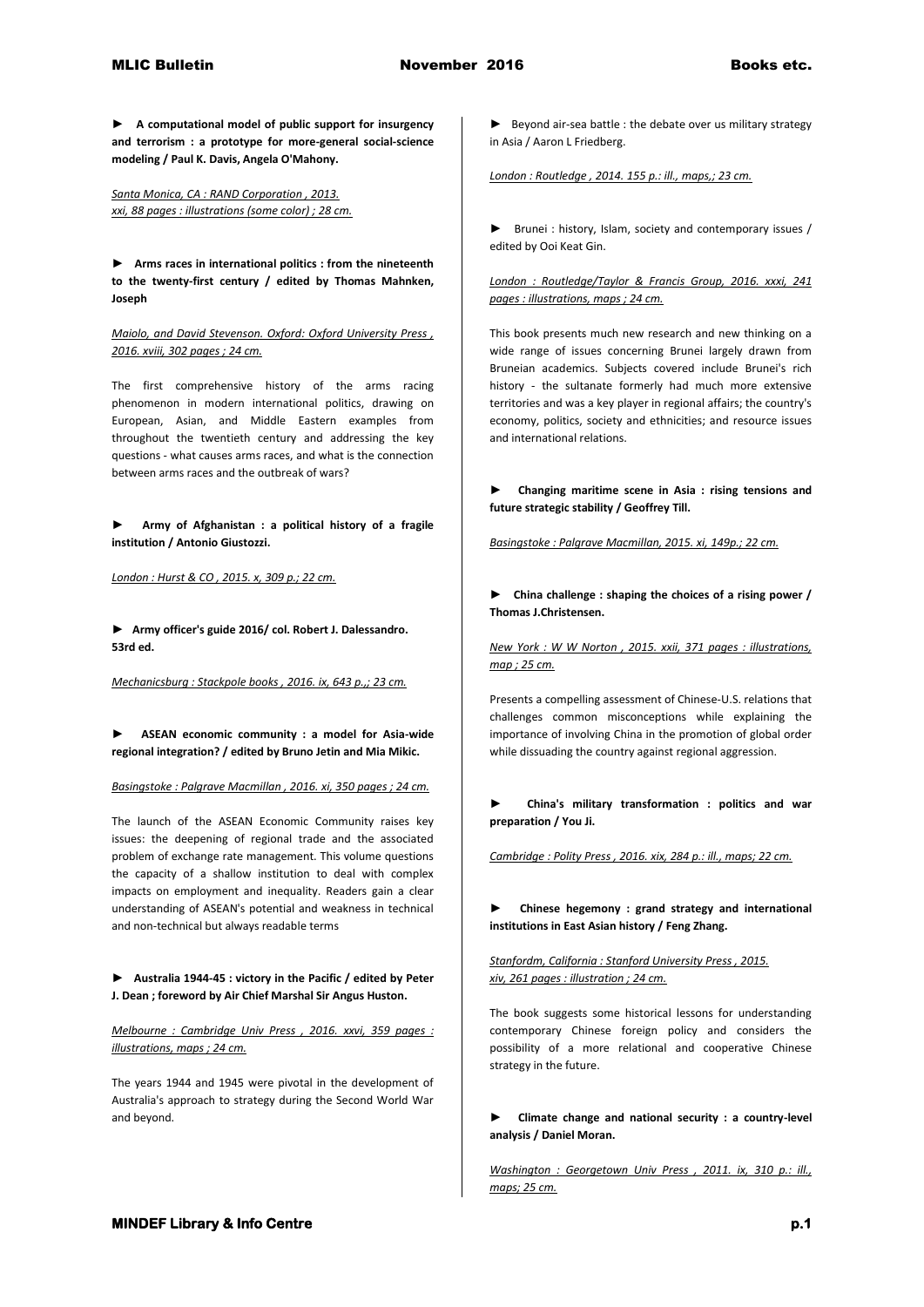► **A computational model of public support for insurgency and terrorism : a prototype for more-general social-science modeling / Paul K. Davis, Angela O'Mahony.**

Santa Monica, CA : RAND Corporation , 2013.
xxi, 88 pages : illustrations (some color) ; 28 cm.

► **Arms races in international politics : from the nineteenth to the twenty-first century / edited by Thomas Mahnken, Joseph**

Maiolo, and David Stevenson. Oxford: Oxford University Press , 2016. xviii, 302 pages ; 24 cm.

The first comprehensive history of the arms racing phenomenon in modern international politics, drawing on European, Asian, and Middle Eastern examples from throughout the twentieth century and addressing the key questions - what causes arms races, and what is the connection between arms races and the outbreak of wars?

► **Army of Afghanistan : a political history of a fragile institution / Antonio Giustozzi.**

London : Hurst & CO , 2015. x, 309 p.; 22 cm.

► **Army officer's guide 2016/ col. Robert J. Dalessandro. 53rd ed.**

Mechanicsburg : Stackpole books , 2016. ix, 643 p.,; 23 cm.

► **ASEAN economic community : a model for Asia-wide regional integration? / edited by Bruno Jetin and Mia Mikic.**

Basingstoke : Palgrave Macmillan , 2016. xi, 350 pages ; 24 cm.

The launch of the ASEAN Economic Community raises key issues: the deepening of regional trade and the associated problem of exchange rate management. This volume questions the capacity of a shallow institution to deal with complex impacts on employment and inequality. Readers gain a clear understanding of ASEAN's potential and weakness in technical and non-technical but always readable terms

► **Australia 1944-45 : victory in the Pacific / edited by Peter J. Dean ; foreword by Air Chief Marshal Sir Angus Huston.**

Melbourne : Cambridge Univ Press , 2016. xxvi, 359 pages : illustrations, maps ; 24 cm.

The years 1944 and 1945 were pivotal in the development of Australia's approach to strategy during the Second World War and beyond.

► Beyond air-sea battle : the debate over us military strategy in Asia / Aaron L Friedberg.

London : Routledge , 2014. 155 p.: ill., maps,; 23 cm.

► Brunei : history, Islam, society and contemporary issues / edited by Ooi Keat Gin.

London : Routledge/Taylor & Francis Group, 2016. xxxi, 241 pages : illustrations, maps ; 24 cm.

This book presents much new research and new thinking on a wide range of issues concerning Brunei largely drawn from Bruneian academics. Subjects covered include Brunei's rich history - the sultanate formerly had much more extensive territories and was a key player in regional affairs; the country's economy, politics, society and ethnicities; and resource issues and international relations.

► **Changing maritime scene in Asia : rising tensions and future strategic stability / Geoffrey Till.**

Basingstoke : Palgrave Macmillan, 2015. xi, 149p.; 22 cm.

► **China challenge : shaping the choices of a rising power / Thomas J.Christensen.**

New York : W W Norton , 2015. xxii, 371 pages : illustrations, map ; 25 cm.

Presents a compelling assessment of Chinese-U.S. relations that challenges common misconceptions while explaining the importance of involving China in the promotion of global order while dissuading the country against regional aggression.

► **China's military transformation : politics and war preparation / You Ji.**

Cambridge : Polity Press , 2016. xix, 284 p.: ill., maps; 22 cm.

► **Chinese hegemony : grand strategy and international institutions in East Asian history / Feng Zhang.**

Stanfordm, California : Stanford University Press , 2015.
xiv, 261 pages : illustration ; 24 cm.

The book suggests some historical lessons for understanding contemporary Chinese foreign policy and considers the possibility of a more relational and cooperative Chinese strategy in the future.

► **Climate change and national security : a country-level analysis / Daniel Moran.**

Washington : Georgetown Univ Press , 2011. ix, 310 p.: ill., maps; 25 cm.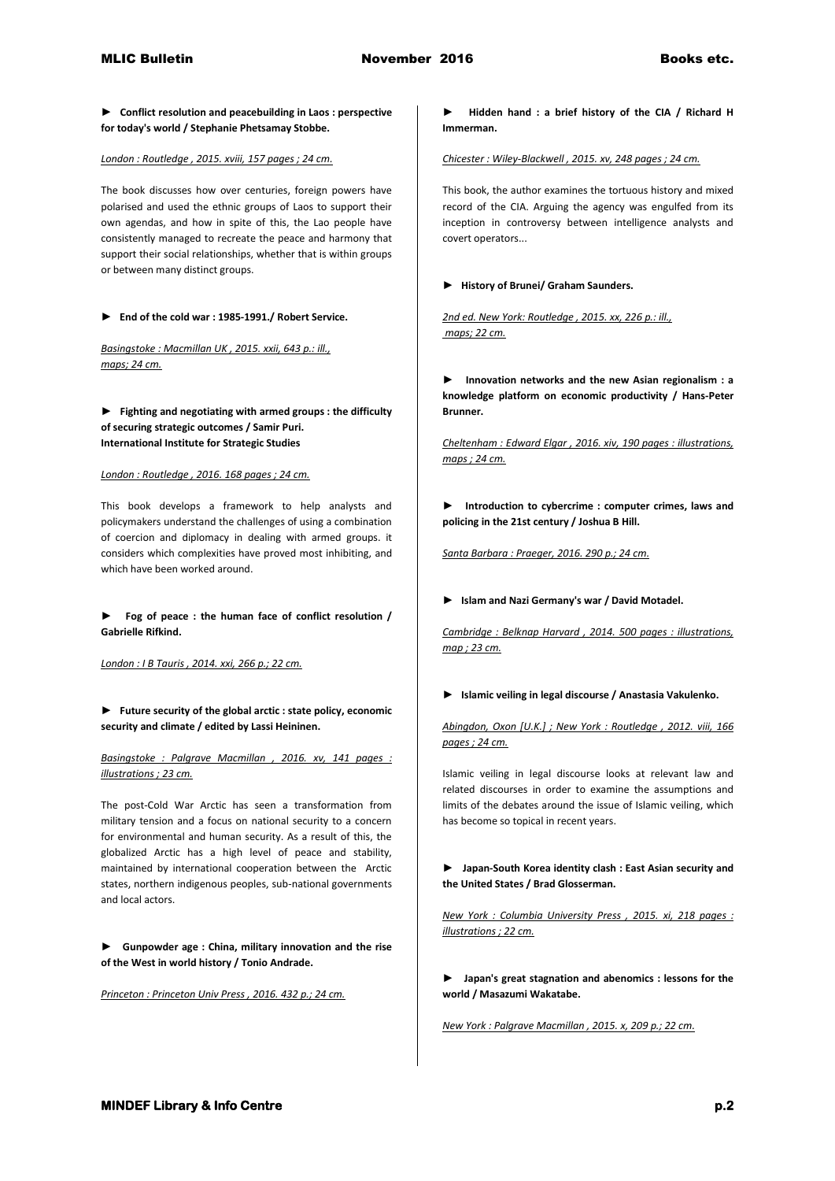► **Conflict resolution and peacebuilding in Laos : perspective for today's world / Stephanie Phetsamay Stobbe.**

*London : Routledge , 2015. xviii, 157 pages ; 24 cm.*

The book discusses how over centuries, foreign powers have polarised and used the ethnic groups of Laos to support their own agendas, and how in spite of this, the Lao people have consistently managed to recreate the peace and harmony that support their social relationships, whether that is within groups or between many distinct groups.

► **End of the cold war : 1985-1991./ Robert Service.**

*Basingstoke : Macmillan UK , 2015. xxii, 643 p.: ill., maps; 24 cm.*

► **Fighting and negotiating with armed groups : the difficulty of securing strategic outcomes / Samir Puri. International Institute for Strategic Studies**

*London : Routledge , 2016. 168 pages ; 24 cm.*

This book develops a framework to help analysts and policymakers understand the challenges of using a combination of coercion and diplomacy in dealing with armed groups. it considers which complexities have proved most inhibiting, and which have been worked around.

► **Fog of peace : the human face of conflict resolution / Gabrielle Rifkind.**

*London : I B Tauris , 2014. xxi, 266 p.; 22 cm.*

► **Future security of the global arctic : state policy, economic security and climate / edited by Lassi Heininen.**

*Basingstoke : Palgrave Macmillan , 2016. xv, 141 pages : illustrations ; 23 cm.*

The post-Cold War Arctic has seen a transformation from military tension and a focus on national security to a concern for environmental and human security. As a result of this, the globalized Arctic has a high level of peace and stability, maintained by international cooperation between the Arctic states, northern indigenous peoples, sub-national governments and local actors.

► **Gunpowder age : China, military innovation and the rise of the West in world history / Tonio Andrade.**

*Princeton : Princeton Univ Press , 2016. 432 p.; 24 cm.*

► **Hidden hand : a brief history of the CIA / Richard H Immerman.**

*Chicester : Wiley-Blackwell , 2015. xv, 248 pages ; 24 cm.*

This book, the author examines the tortuous history and mixed record of the CIA. Arguing the agency was engulfed from its inception in controversy between intelligence analysts and covert operators...

► **History of Brunei/ Graham Saunders.**

*2nd ed. New York: Routledge , 2015. xx, 226 p.: ill., maps; 22 cm.*

► **Innovation networks and the new Asian regionalism : a knowledge platform on economic productivity / Hans-Peter Brunner.**

*Cheltenham : Edward Elgar , 2016. xiv, 190 pages : illustrations, maps ; 24 cm.*

► **Introduction to cybercrime : computer crimes, laws and policing in the 21st century / Joshua B Hill.**

*Santa Barbara : Praeger, 2016. 290 p.; 24 cm.*

► **Islam and Nazi Germany's war / David Motadel.**

*Cambridge : Belknap Harvard , 2014. 500 pages : illustrations, map ; 23 cm.*

► **Islamic veiling in legal discourse / Anastasia Vakulenko.**

*Abingdon, Oxon [U.K.] ; New York : Routledge , 2012. viii, 166 pages ; 24 cm.*

Islamic veiling in legal discourse looks at relevant law and related discourses in order to examine the assumptions and limits of the debates around the issue of Islamic veiling, which has become so topical in recent years.

► **Japan-South Korea identity clash : East Asian security and the United States / Brad Glosserman.**

*New York : Columbia University Press , 2015. xi, 218 pages : illustrations ; 22 cm.*

► **Japan's great stagnation and abenomics : lessons for the world / Masazumi Wakatabe.**

*New York : Palgrave Macmillan , 2015. x, 209 p.; 22 cm.*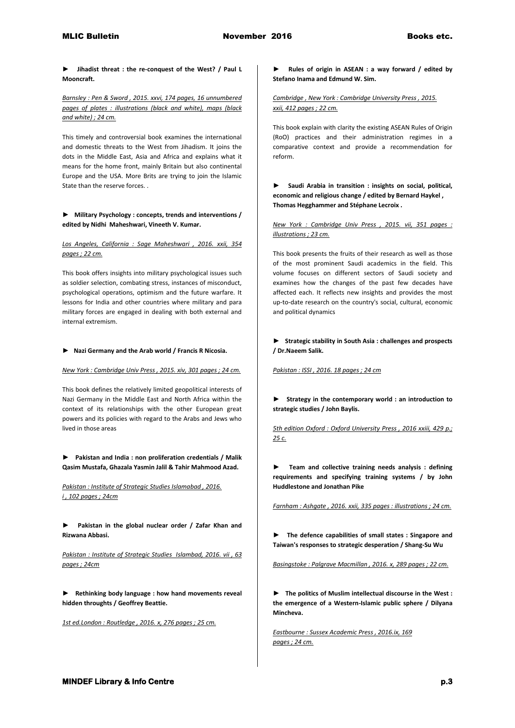► **Jihadist threat : the re-conquest of the West? / Paul L Mooncraft.**

*Barnsley : Pen & Sword , 2015. xxvi, 174 pages, 16 unnumbered pages of plates : illustrations (black and white), maps (black and white) ; 24 cm.*

This timely and controversial book examines the international and domestic threats to the West from Jihadism. It joins the dots in the Middle East, Asia and Africa and explains what it means for the home front, mainly Britain but also continental Europe and the USA. More Brits are trying to join the Islamic State than the reserve forces. .

► **Military Psychology : concepts, trends and interventions / edited by Nidhi Maheshwari, Vineeth V. Kumar.**

*Los Angeles, California : Sage Maheshwari , 2016. xxii, 354 pages ; 22 cm.*

This book offers insights into military psychological issues such as soldier selection, combating stress, instances of misconduct, psychological operations, optimism and the future warfare. It lessons for India and other countries where military and para military forces are engaged in dealing with both external and internal extremism.

► **Nazi Germany and the Arab world / Francis R Nicosia.**

*New York : Cambridge Univ Press , 2015. xiv, 301 pages ; 24 cm.*

This book defines the relatively limited geopolitical interests of Nazi Germany in the Middle East and North Africa within the context of its relationships with the other European great powers and its policies with regard to the Arabs and Jews who lived in those areas

► **Pakistan and India : non proliferation credentials / Malik Qasim Mustafa, Ghazala Yasmin Jalil & Tahir Mahmood Azad.**

*Pakistan : Institute of Strategic Studies Islamabad , 2016. i , 102 pages ; 24cm*

► **Pakistan in the global nuclear order / Zafar Khan and Rizwana Abbasi.**

*Pakistan : Institute of Strategic Studies Islambad, 2016. vii , 63 pages ; 24cm*

► **Rethinking body language : how hand movements reveal hidden throughts / Geoffrey Beattie.**

*1st ed.London : Routledge , 2016. x, 276 pages ; 25 cm.*

► **Rules of origin in ASEAN : a way forward / edited by Stefano Inama and Edmund W. Sim.**

*Cambridge , New York : Cambridge University Press , 2015. xxii, 412 pages ; 22 cm.*

This book explain with clarity the existing ASEAN Rules of Origin (RoO) practices and their administration regimes in a comparative context and provide a recommendation for reform.

► **Saudi Arabia in transition : insights on social, political, economic and religious change / edited by Bernard Haykel , Thomas Hegghammer and Stéphane Lecroix .**

*New York : Cambridge Univ Press , 2015. vii, 351 pages : illustrations ; 23 cm.*

This book presents the fruits of their research as well as those of the most prominent Saudi academics in the field. This volume focuses on different sectors of Saudi society and examines how the changes of the past few decades have affected each. It reflects new insights and provides the most up-to-date research on the country's social, cultural, economic and political dynamics

► **Strategic stability in South Asia : challenges and prospects / Dr.Naeem Salik.**

*Pakistan : ISSI , 2016. 18 pages ; 24 cm*

► **Strategy in the contemporary world : an introduction to strategic studies / John Baylis.**

*5th edition Oxford : Oxford University Press , 2016 xxiii, 429 p.; 25 c.*

► **Team and collective training needs analysis : defining requirements and specifying training systems / by John Huddlestone and Jonathan Pike**

*Farnham : Ashgate , 2016. xxii, 335 pages : illustrations ; 24 cm.*

► **The defence capabilities of small states : Singapore and Taiwan's responses to strategic desperation / Shang-Su Wu**

*Basingstoke : Palgrave Macmillan , 2016. x, 289 pages ; 22 cm.*

► **The politics of Muslim intellectual discourse in the West : the emergence of a Western-Islamic public sphere / Dilyana Mincheva.**

*Eastbourne : Sussex Academic Press , 2016.ix, 169 pages ; 24 cm.*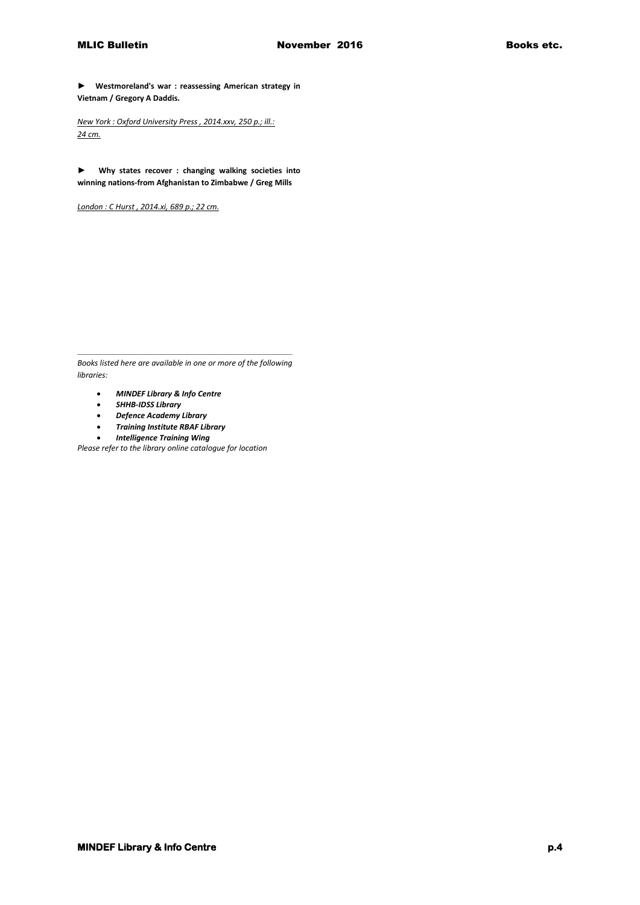► **Westmoreland's war : reassessing American strategy in Vietnam / Gregory A Daddis.**

*New York : Oxford University Press , 2014.xxv, 250 p.; ill.: 24 cm.*

► **Why states recover : changing walking societies into winning nations-from Afghanistan to Zimbabwe / Greg Mills**

*London : C Hurst , 2014.xi, 689 p.; 22 cm.*

---

*Books listed here are available in one or more of the following libraries:*

- ***MINDEF Library & Info Centre***
- ***SHHB-IDSS Library***
- ***Defence Academy Library***
- ***Training Institute RBAF Library***
- ***Intelligence Training Wing***

*Please refer to the library online catalogue for location*